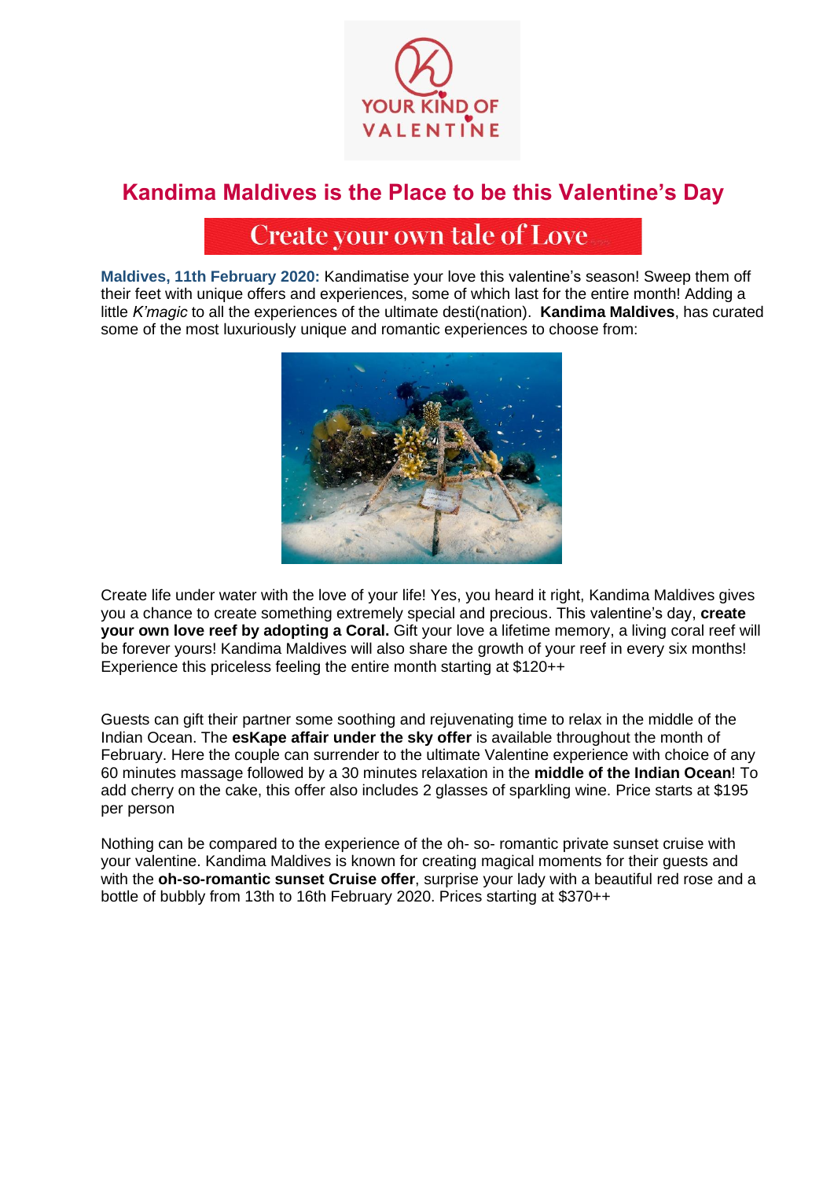YOUR KIND OF VALENTINE

# Kandima Maldives is the Place to be this Valentine's Day

## Create your own tale of Love

**Maldives, 11th February 2020:** Kandimatise your love this valentine's season! Sweep them off their feet with unique offers and experiences, some of which last for the entire month! Adding a little *K'magic* to all the experiences of the ultimate desti(nation). **Kandima Maldives**, has curated some of the most luxuriously unique and romantic experiences to choose from:

Create life under water with the love of your life! Yes, you heard it right, Kandima Maldives gives you a chance to create something extremely special and precious. This valentine's day, **create your own love reef by adopting a Coral.** Gift your love a lifetime memory, a living coral reef will be forever yours! Kandima Maldives will also share the growth of your reef in every six months! Experience this priceless feeling the entire month starting at $120++

Guests can gift their partner some soothing and rejuvenating time to relax in the middle of the Indian Ocean. The **esKape affair under the sky offer** is available throughout the month of February. Here the couple can surrender to the ultimate Valentine experience with choice of any 60 minutes massage followed by a 30 minutes relaxation in the **middle of the Indian Ocean**! To add cherry on the cake, this offer also includes 2 glasses of sparkling wine. Price starts at $195 per person

Nothing can be compared to the experience of the oh- so- romantic private sunset cruise with your valentine. Kandima Maldives is known for creating magical moments for their guests and with the **oh-so-romantic sunset Cruise offer**, surprise your lady with a beautiful red rose and a bottle of bubbly from 13th to 16th February 2020. Prices starting at $370++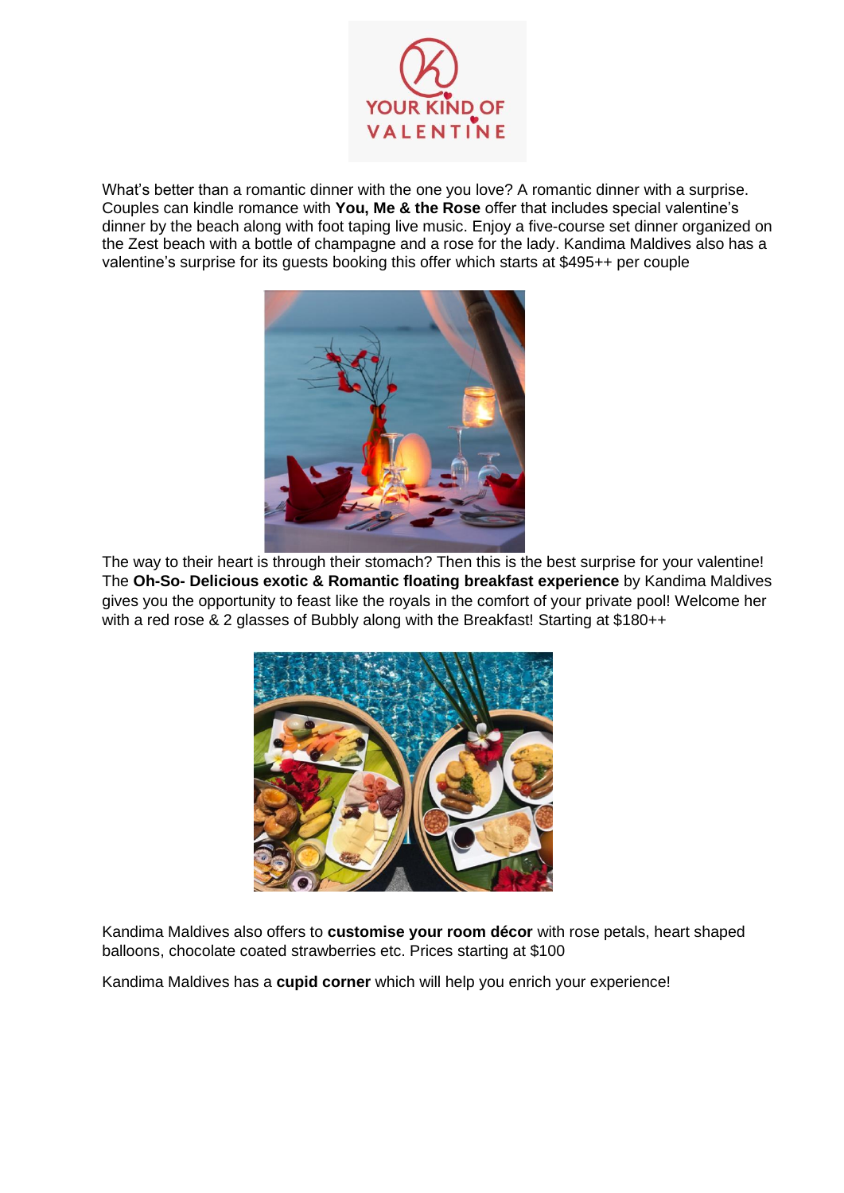What's better than a romantic dinner with the one you love? A romantic dinner with a surprise. Couples can kindle romance with **You, Me & the Rose** offer that includes special valentine's dinner by the beach along with foot taping live music. Enjoy a five-course set dinner organized on the Zest beach with a bottle of champagne and a rose for the lady. Kandima Maldives also has a valentine's surprise for its guests booking this offer which starts at $495++ per couple

The way to their heart is through their stomach? Then this is the best surprise for your valentine! The **Oh-So- Delicious exotic & Romantic floating breakfast experience** by Kandima Maldives gives you the opportunity to feast like the royals in the comfort of your private pool! Welcome her with a red rose & 2 glasses of Bubbly along with the Breakfast! Starting at $180++

Kandima Maldives also offers to **customise your room décor** with rose petals, heart shaped balloons, chocolate coated strawberries etc. Prices starting at $100

Kandima Maldives has a **cupid corner** which will help you enrich your experience!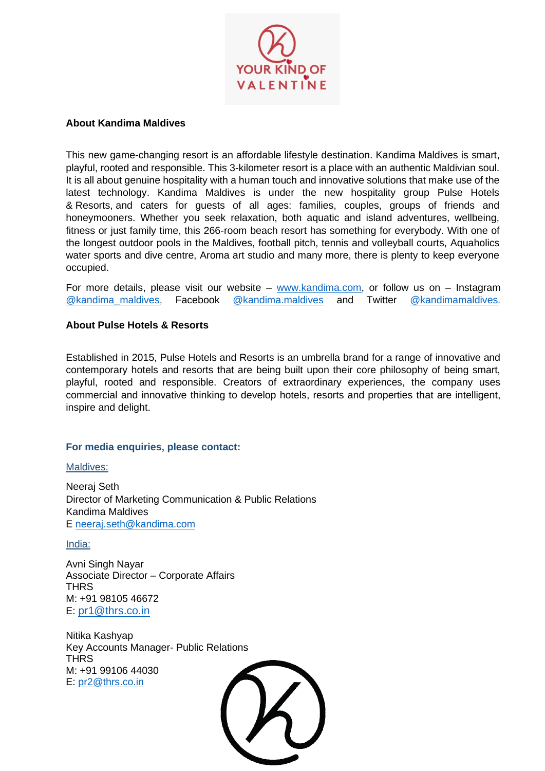YOUR KIND OF VALENTINE

**About Kandima Maldives**

This new game-changing resort is an affordable lifestyle destination. Kandima Maldives is smart, playful, rooted and responsible. This 3-kilometer resort is a place with an authentic Maldivian soul. It is all about genuine hospitality with a human touch and innovative solutions that make use of the latest technology. Kandima Maldives is under the new hospitality group Pulse Hotels & Resorts, and caters for guests of all ages: families, couples, groups of friends and honeymooners. Whether you seek relaxation, both aquatic and island adventures, wellbeing, fitness or just family time, this 266-room beach resort has something for everybody. With one of the longest outdoor pools in the Maldives, football pitch, tennis and volleyball courts, Aquaholics water sports and dive centre, Aroma art studio and many more, there is plenty to keep everyone occupied.

For more details, please visit our website – www.kandima.com, or follow us on – Instagram @kandima_maldives, Facebook @kandima.maldives and Twitter @kandimamaldives.

**About Pulse Hotels & Resorts**

Established in 2015, Pulse Hotels and Resorts is an umbrella brand for a range of innovative and contemporary hotels and resorts that are being built upon their core philosophy of being smart, playful, rooted and responsible. Creators of extraordinary experiences, the company uses commercial and innovative thinking to develop hotels, resorts and properties that are intelligent, inspire and delight.

**For media enquiries, please contact:**

Maldives:

Neeraj Seth
Director of Marketing Communication & Public Relations
Kandima Maldives
E neeraj.seth@kandima.com

India:

Avni Singh Nayar
Associate Director – Corporate Affairs
THRS
M: +91 98105 46672
E: pr1@thrs.co.in

Nitika Kashyap
Key Accounts Manager- Public Relations
THRS
M: +91 99106 44030
E: pr2@thrs.co.in